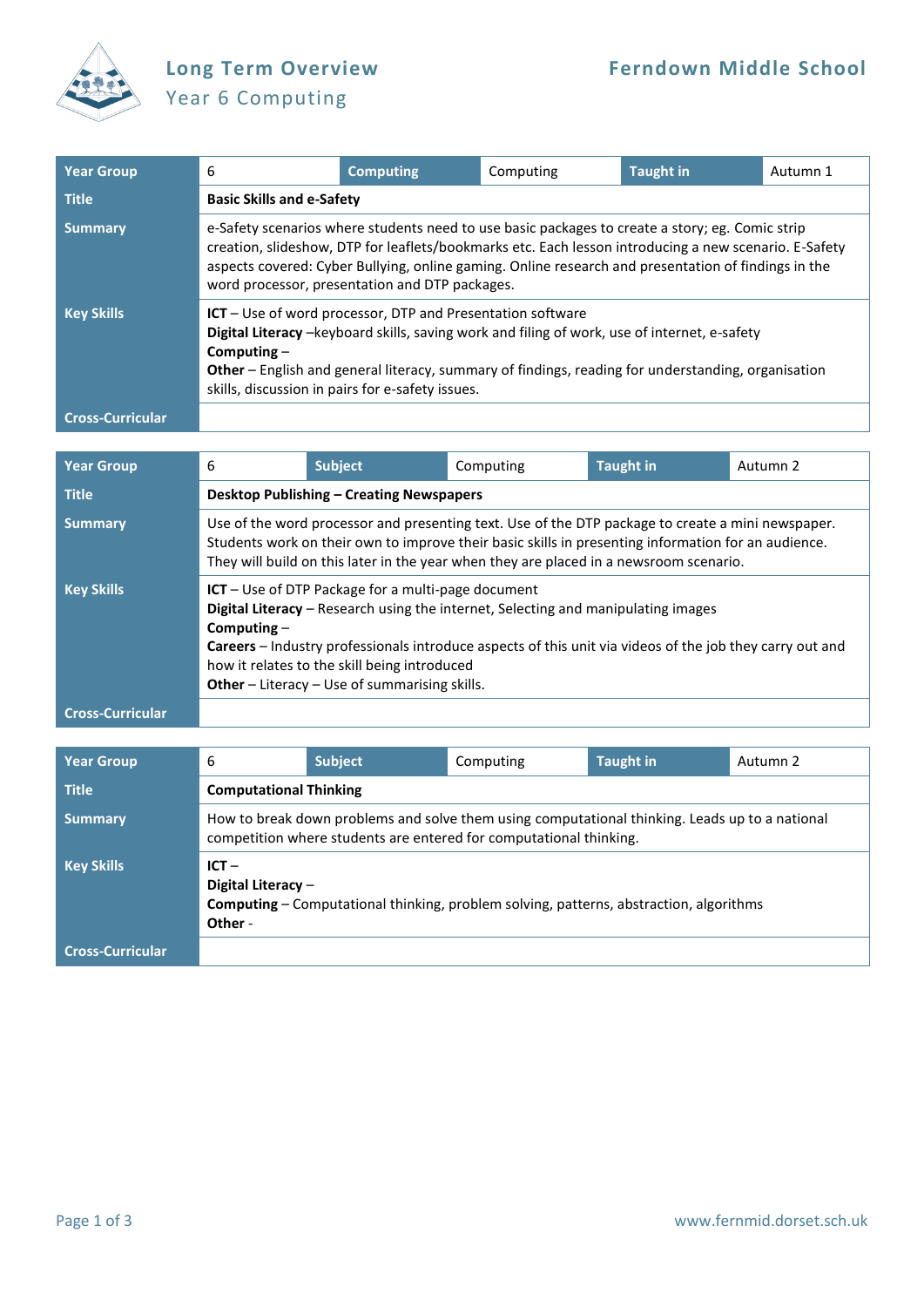# Long Term Overview

## Year 6 Computing

**Ferndown Middle School**

| Year Group | 6 | Computing | Computing | Taught in | Autumn 1 |
|---|---|---|---|---|---|
| Title | **Basic Skills and e-Safety** | | | | |
| Summary | e-Safety scenarios where students need to use basic packages to create a story; eg. Comic strip creation, slideshow, DTP for leaflets/bookmarks etc. Each lesson introducing a new scenario. E-Safety aspects covered: Cyber Bullying, online gaming. Online research and presentation of findings in the word processor, presentation and DTP packages. | | | | |
| Key Skills | **ICT** – Use of word processor, DTP and Presentation software<br>**Digital Literacy** –keyboard skills, saving work and filing of work, use of internet, e-safety<br>**Computing** –<br>**Other** – English and general literacy, summary of findings, reading for understanding, organisation skills, discussion in pairs for e-safety issues. | | | | |
| Cross-Curricular | | | | | |

| Year Group | 6 | Subject | Computing | Taught in | Autumn 2 |
|---|---|---|---|---|---|
| Title | **Desktop Publishing – Creating Newspapers** | | | | |
| Summary | Use of the word processor and presenting text. Use of the DTP package to create a mini newspaper. Students work on their own to improve their basic skills in presenting information for an audience. They will build on this later in the year when they are placed in a newsroom scenario. | | | | |
| Key Skills | **ICT** – Use of DTP Package for a multi-page document<br>**Digital Literacy** – Research using the internet, Selecting and manipulating images<br>**Computing** –<br>**Careers** – Industry professionals introduce aspects of this unit via videos of the job they carry out and how it relates to the skill being introduced<br>**Other** – Literacy – Use of summarising skills. | | | | |
| Cross-Curricular | | | | | |

| Year Group | 6 | Subject | Computing | Taught in | Autumn 2 |
|---|---|---|---|---|---|
| Title | **Computational Thinking** | | | | |
| Summary | How to break down problems and solve them using computational thinking. Leads up to a national competition where students are entered for computational thinking. | | | | |
| Key Skills | **ICT** –<br>**Digital Literacy** –<br>**Computing** – Computational thinking, problem solving, patterns, abstraction, algorithms<br>**Other** - | | | | |
| Cross-Curricular | | | | | |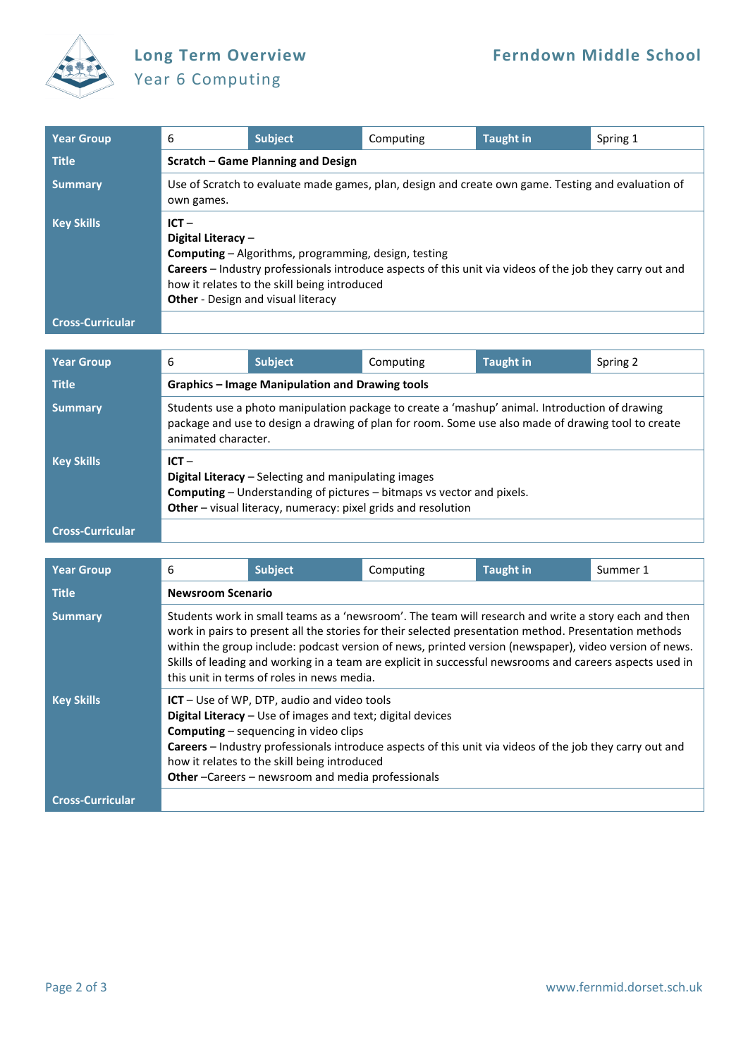| Year Group | 6 | Subject | Computing | Taught in | Spring 1 |
|---|---|---|---|---|---|
| **Title** | **Scratch – Game Planning and Design** | | | | |
| **Summary** | Use of Scratch to evaluate made games, plan, design and create own game. Testing and evaluation of own games. | | | | |
| **Key Skills** | **ICT** –<br>**Digital Literacy** –<br>**Computing** – Algorithms, programming, design, testing<br>**Careers** – Industry professionals introduce aspects of this unit via videos of the job they carry out and how it relates to the skill being introduced<br>**Other** - Design and visual literacy | | | | |
| **Cross-Curricular** | | | | | |

| Year Group | 6 | Subject | Computing | Taught in | Spring 2 |
|---|---|---|---|---|---|
| **Title** | **Graphics – Image Manipulation and Drawing tools** | | | | |
| **Summary** | Students use a photo manipulation package to create a 'mashup' animal. Introduction of drawing package and use to design a drawing of plan for room. Some use also made of drawing tool to create animated character. | | | | |
| **Key Skills** | **ICT** –<br>**Digital Literacy** – Selecting and manipulating images<br>**Computing** – Understanding of pictures – bitmaps vs vector and pixels.<br>**Other** – visual literacy, numeracy: pixel grids and resolution | | | | |
| **Cross-Curricular** | | | | | |

| Year Group | 6 | Subject | Computing | Taught in | Summer 1 |
|---|---|---|---|---|---|
| **Title** | **Newsroom Scenario** | | | | |
| **Summary** | Students work in small teams as a 'newsroom'. The team will research and write a story each and then work in pairs to present all the stories for their selected presentation method. Presentation methods within the group include: podcast version of news, printed version (newspaper), video version of news. Skills of leading and working in a team are explicit in successful newsrooms and careers aspects used in this unit in terms of roles in news media. | | | | |
| **Key Skills** | **ICT** – Use of WP, DTP, audio and video tools<br>**Digital Literacy** – Use of images and text; digital devices<br>**Computing** – sequencing in video clips<br>**Careers** – Industry professionals introduce aspects of this unit via videos of the job they carry out and how it relates to the skill being introduced<br>**Other** –Careers – newsroom and media professionals | | | | |
| **Cross-Curricular** | | | | | |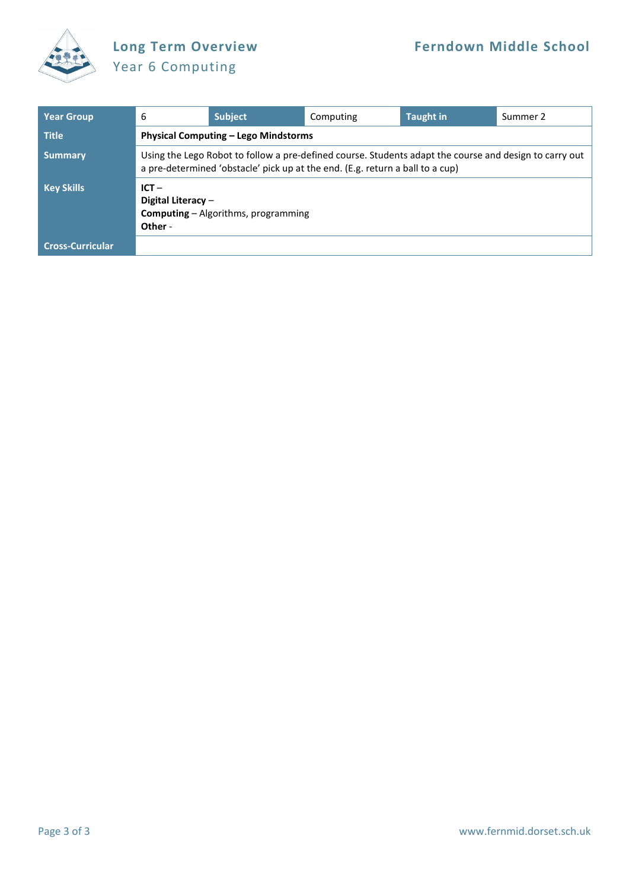# Long Term Overview

## Year 6 Computing

**Ferndown Middle School**

| | | | | | |
|---|---|---|---|---|---|
| **Year Group** | 6 | **Subject** | Computing | **Taught in** | Summer 2 |
| **Title** | **Physical Computing – Lego Mindstorms** | | | | |
| **Summary** | Using the Lego Robot to follow a pre-defined course. Students adapt the course and design to carry out a pre-determined 'obstacle' pick up at the end. (E.g. return a ball to a cup) | | | | |
| **Key Skills** | **ICT** – <br> **Digital Literacy** – <br> **Computing** – Algorithms, programming <br> **Other** - | | | | |
| **Cross-Curricular** | | | | | |

www.fernmid.dorset.sch.uk